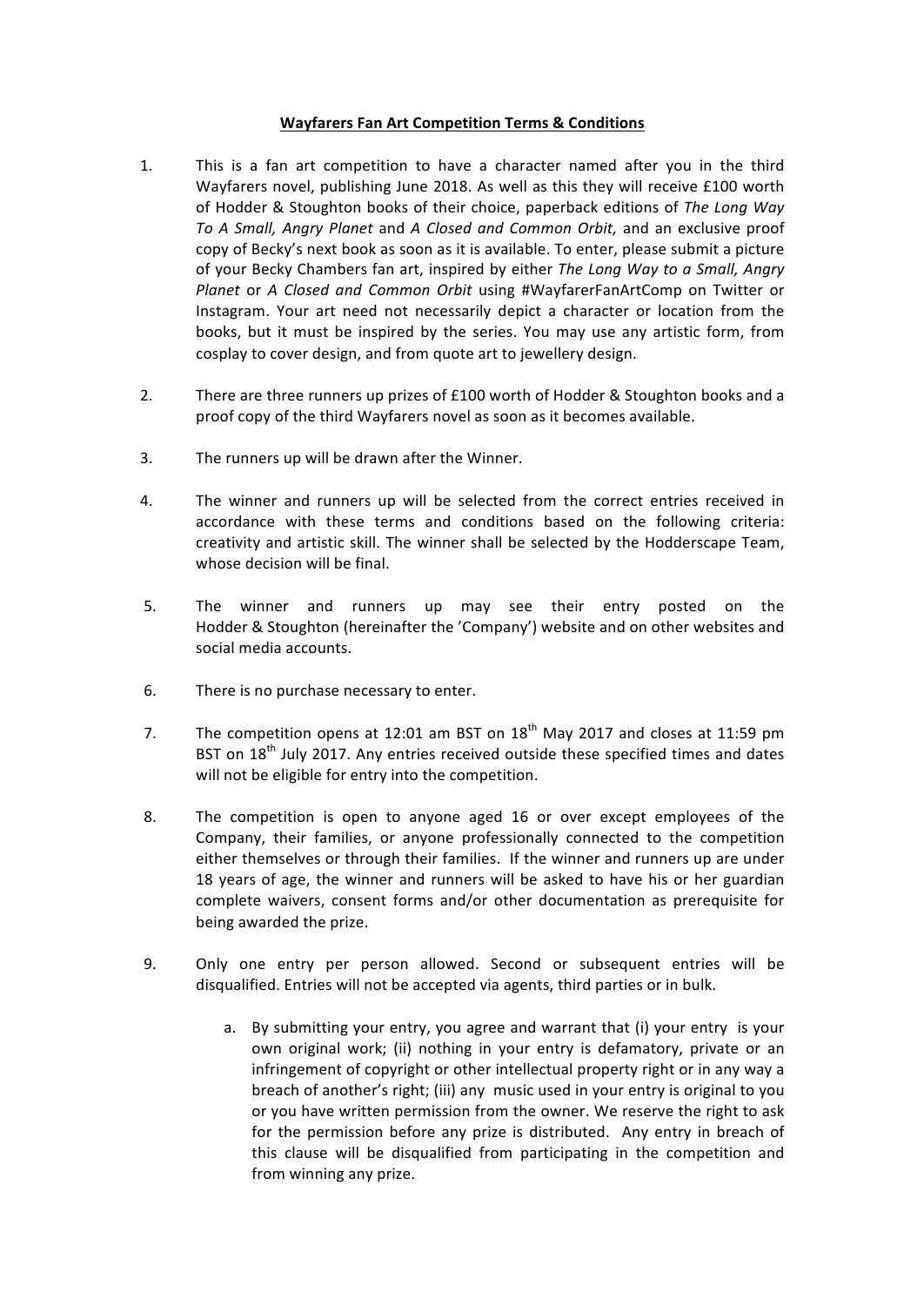**Wayfarers Fan Art Competition Terms & Conditions**

1. This is a fan art competition to have a character named after you in the third Wayfarers novel, publishing June 2018. As well as this they will receive £100 worth of Hodder & Stoughton books of their choice, paperback editions of *The Long Way To A Small, Angry Planet* and *A Closed and Common Orbit,* and an exclusive proof copy of Becky's next book as soon as it is available. To enter, please submit a picture of your Becky Chambers fan art, inspired by either *The Long Way to a Small, Angry Planet* or *A Closed and Common Orbit* using #WayfarerFanArtComp on Twitter or Instagram. Your art need not necessarily depict a character or location from the books, but it must be inspired by the series. You may use any artistic form, from cosplay to cover design, and from quote art to jewellery design.

2. There are three runners up prizes of £100 worth of Hodder & Stoughton books and a proof copy of the third Wayfarers novel as soon as it becomes available.

3. The runners up will be drawn after the Winner.

4. The winner and runners up will be selected from the correct entries received in accordance with these terms and conditions based on the following criteria: creativity and artistic skill. The winner shall be selected by the Hodderscape Team, whose decision will be final.

5. The winner and runners up may see their entry posted on the Hodder & Stoughton (hereinafter the 'Company') website and on other websites and social media accounts.

6. There is no purchase necessary to enter.

7. The competition opens at 12:01 am BST on 18th May 2017 and closes at 11:59 pm BST on 18th July 2017. Any entries received outside these specified times and dates will not be eligible for entry into the competition.

8. The competition is open to anyone aged 16 or over except employees of the Company, their families, or anyone professionally connected to the competition either themselves or through their families. If the winner and runners up are under 18 years of age, the winner and runners will be asked to have his or her guardian complete waivers, consent forms and/or other documentation as prerequisite for being awarded the prize.

9. Only one entry per person allowed. Second or subsequent entries will be disqualified. Entries will not be accepted via agents, third parties or in bulk.

    a. By submitting your entry, you agree and warrant that (i) your entry is your own original work; (ii) nothing in your entry is defamatory, private or an infringement of copyright or other intellectual property right or in any way a breach of another's right; (iii) any music used in your entry is original to you or you have written permission from the owner. We reserve the right to ask for the permission before any prize is distributed. Any entry in breach of this clause will be disqualified from participating in the competition and from winning any prize.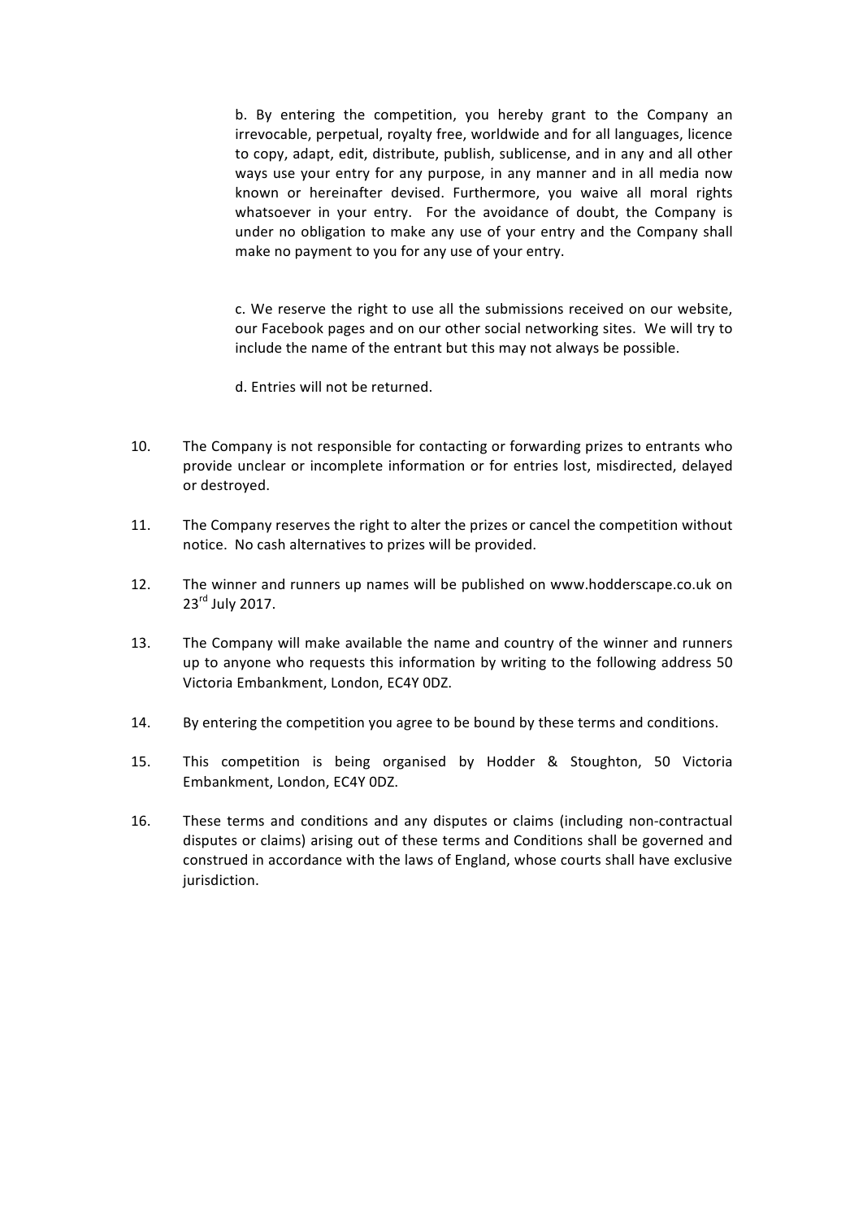b. By entering the competition, you hereby grant to the Company an irrevocable, perpetual, royalty free, worldwide and for all languages, licence to copy, adapt, edit, distribute, publish, sublicense, and in any and all other ways use your entry for any purpose, in any manner and in all media now known or hereinafter devised. Furthermore, you waive all moral rights whatsoever in your entry. For the avoidance of doubt, the Company is under no obligation to make any use of your entry and the Company shall make no payment to you for any use of your entry.

c. We reserve the right to use all the submissions received on our website, our Facebook pages and on our other social networking sites. We will try to include the name of the entrant but this may not always be possible.

d. Entries will not be returned.

10. The Company is not responsible for contacting or forwarding prizes to entrants who provide unclear or incomplete information or for entries lost, misdirected, delayed or destroyed.

11. The Company reserves the right to alter the prizes or cancel the competition without notice. No cash alternatives to prizes will be provided.

12. The winner and runners up names will be published on www.hodderscape.co.uk on 23rd July 2017.

13. The Company will make available the name and country of the winner and runners up to anyone who requests this information by writing to the following address 50 Victoria Embankment, London, EC4Y 0DZ.

14. By entering the competition you agree to be bound by these terms and conditions.

15. This competition is being organised by Hodder & Stoughton, 50 Victoria Embankment, London, EC4Y 0DZ.

16. These terms and conditions and any disputes or claims (including non-contractual disputes or claims) arising out of these terms and Conditions shall be governed and construed in accordance with the laws of England, whose courts shall have exclusive jurisdiction.